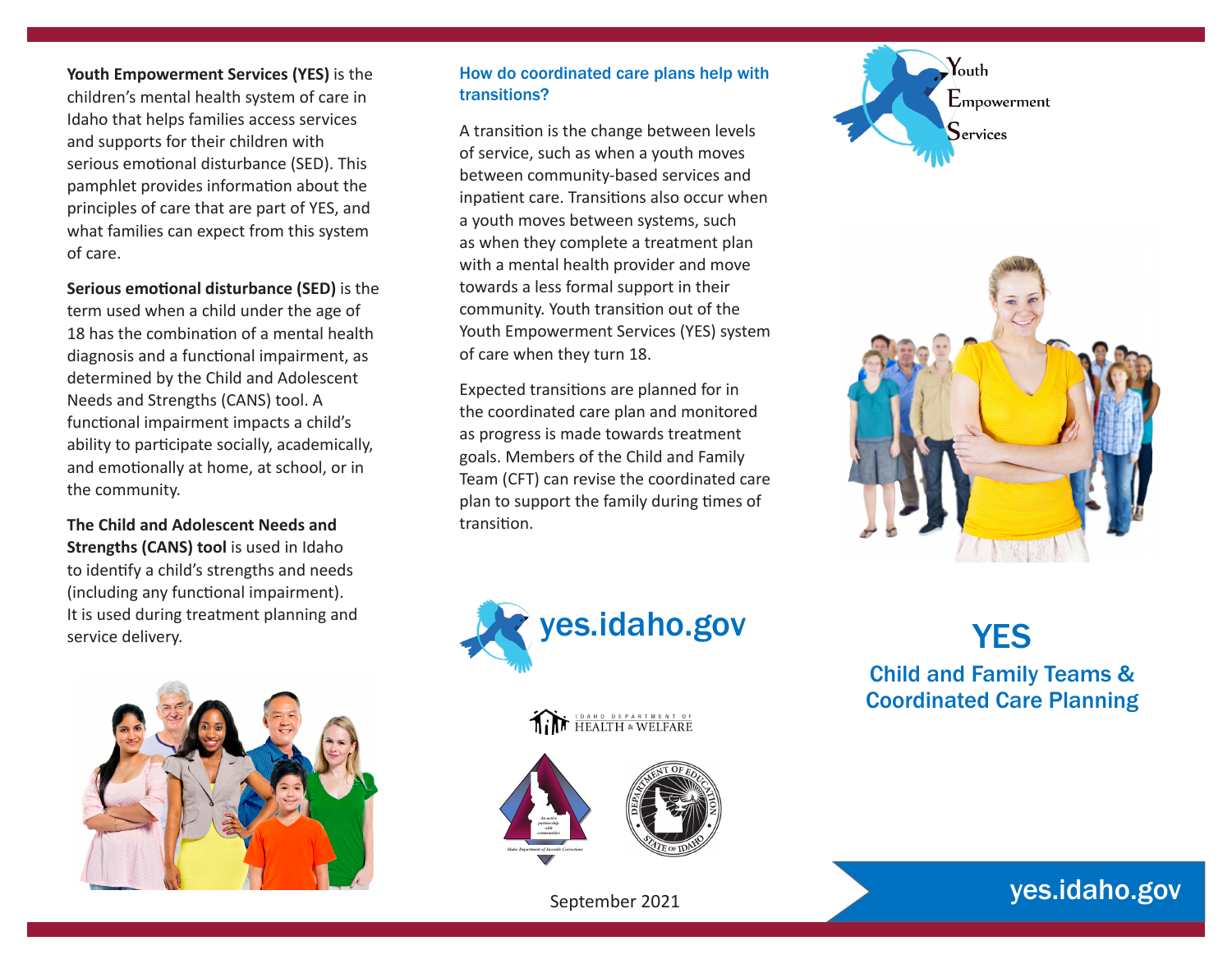**Youth Empowerment Services (YES)** is the children's mental health system of care in Idaho that helps families access services and supports for their children with serious emotional disturbance (SED). This pamphlet provides information about the principles of care that are part of YES, and what families can expect from this system of care.

**Serious emotional disturbance (SED)** is the term used when a child under the age of 18 has the combination of a mental health diagnosis and a functional impairment, as determined by the Child and Adolescent Needs and Strengths (CANS) tool. A functional impairment impacts a child's ability to participate socially, academically, and emotionally at home, at school, or in the community.

**The Child and Adolescent Needs and Strengths (CANS) tool** is used in Idaho to identify a child's strengths and needs (including any functional impairment). It is used during treatment planning and service delivery.

## How do coordinated care plans help with transitions?

A transition is the change between levels of service, such as when a youth moves between community-based services and inpatient care. Transitions also occur when a youth moves between systems, such as when they complete a treatment plan with a mental health provider and move towards a less formal support in their community. Youth transition out of the Youth Empowerment Services (YES) system of care when they turn 18.

Expected transitions are planned for in the coordinated care plan and monitored as progress is made towards treatment goals. Members of the Child and Family Team (CFT) can revise the coordinated care plan to support the family during times of transition.

yes.idaho.gov

IDAHO DEPARTMENT OF HEALTH & WELFARE

September 2021

Youth Empowerment Services

# YES

## Child and Family Teams & Coordinated Care Planning

yes.idaho.gov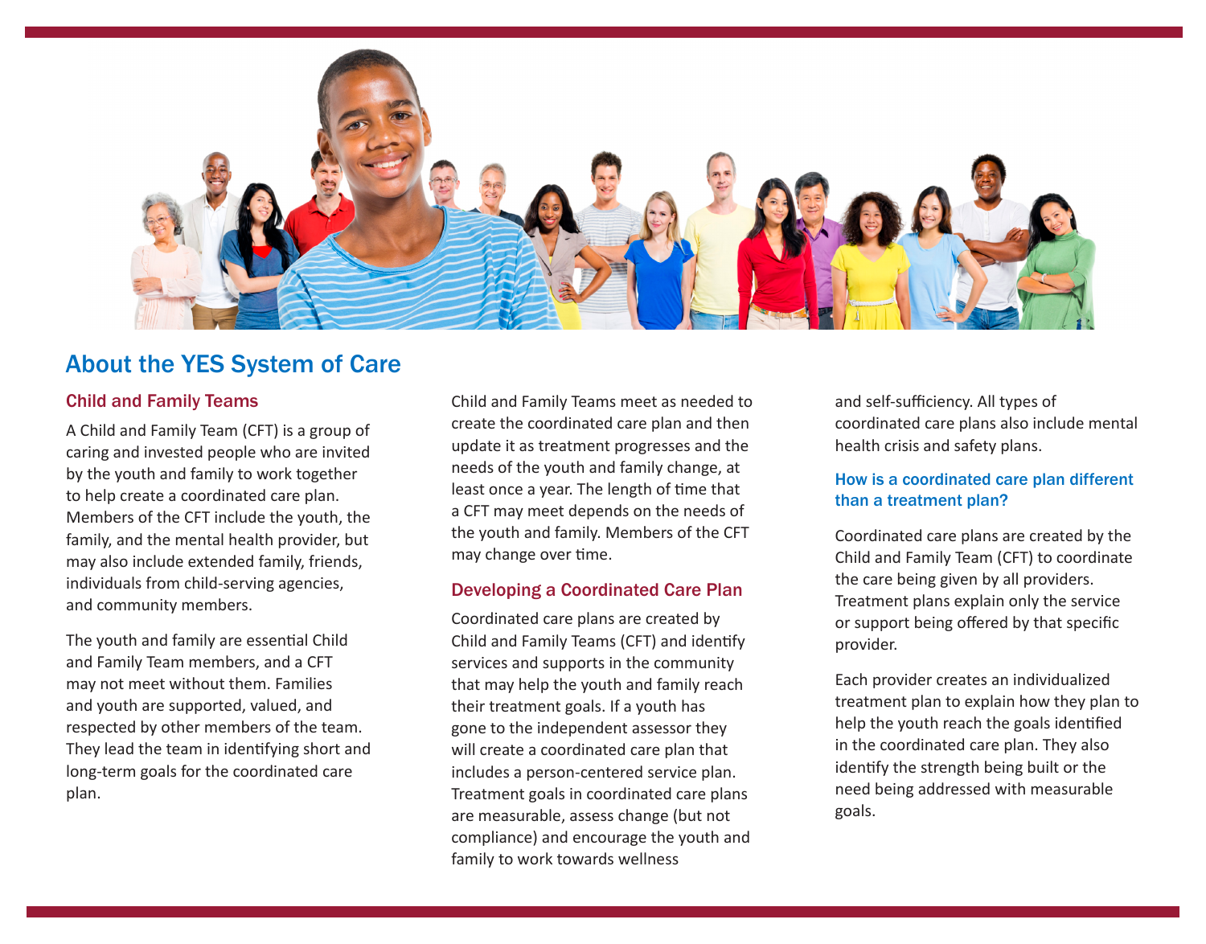## About the YES System of Care

### Child and Family Teams

A Child and Family Team (CFT) is a group of caring and invested people who are invited by the youth and family to work together to help create a coordinated care plan. Members of the CFT include the youth, the family, and the mental health provider, but may also include extended family, friends, individuals from child-serving agencies, and community members.

The youth and family are essential Child and Family Team members, and a CFT may not meet without them. Families and youth are supported, valued, and respected by other members of the team. They lead the team in identifying short and long-term goals for the coordinated care plan.

Child and Family Teams meet as needed to create the coordinated care plan and then update it as treatment progresses and the needs of the youth and family change, at least once a year. The length of time that a CFT may meet depends on the needs of the youth and family. Members of the CFT may change over time.

### Developing a Coordinated Care Plan

Coordinated care plans are created by Child and Family Teams (CFT) and identify services and supports in the community that may help the youth and family reach their treatment goals. If a youth has gone to the independent assessor they will create a coordinated care plan that includes a person-centered service plan. Treatment goals in coordinated care plans are measurable, assess change (but not compliance) and encourage the youth and family to work towards wellness and self-sufficiency. All types of coordinated care plans also include mental health crisis and safety plans.

#### How is a coordinated care plan different than a treatment plan?

Coordinated care plans are created by the Child and Family Team (CFT) to coordinate the care being given by all providers. Treatment plans explain only the service or support being offered by that specific provider.

Each provider creates an individualized treatment plan to explain how they plan to help the youth reach the goals identified in the coordinated care plan. They also identify the strength being built or the need being addressed with measurable goals.